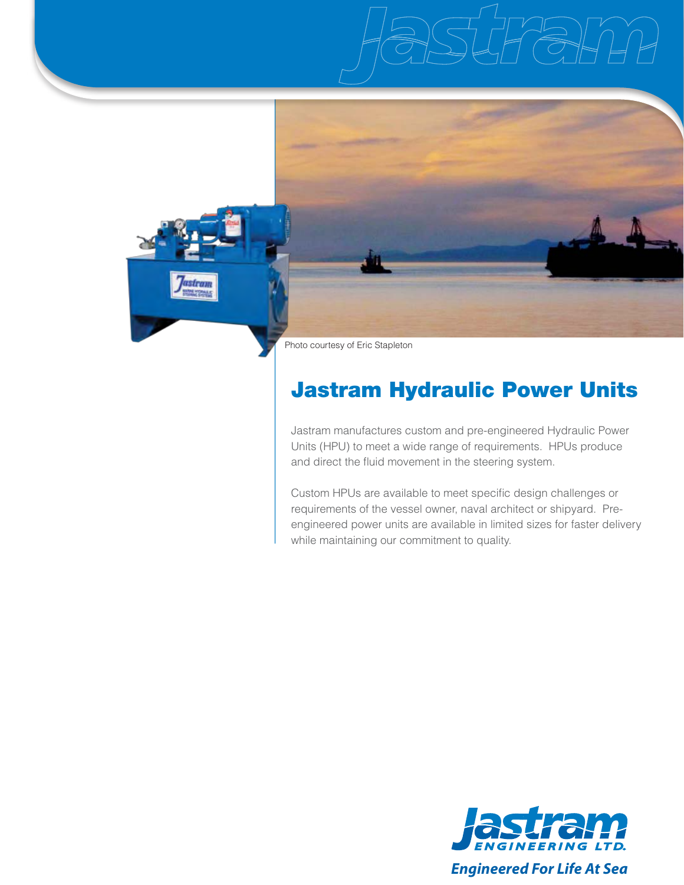Photo courtesy of Eric Stapleton

# Jastram Hydraulic Power Units

Jastram manufactures custom and pre-engineered Hydraulic Power Units (HPU) to meet a wide range of requirements. HPUs produce and direct the fluid movement in the steering system.

Custom HPUs are available to meet specific design challenges or requirements of the vessel owner, naval architect or shipyard. Pre-engineered power units are available in limited sizes for faster delivery while maintaining our commitment to quality.

Jastram ENGINEERING LTD.

*Engineered For Life At Sea*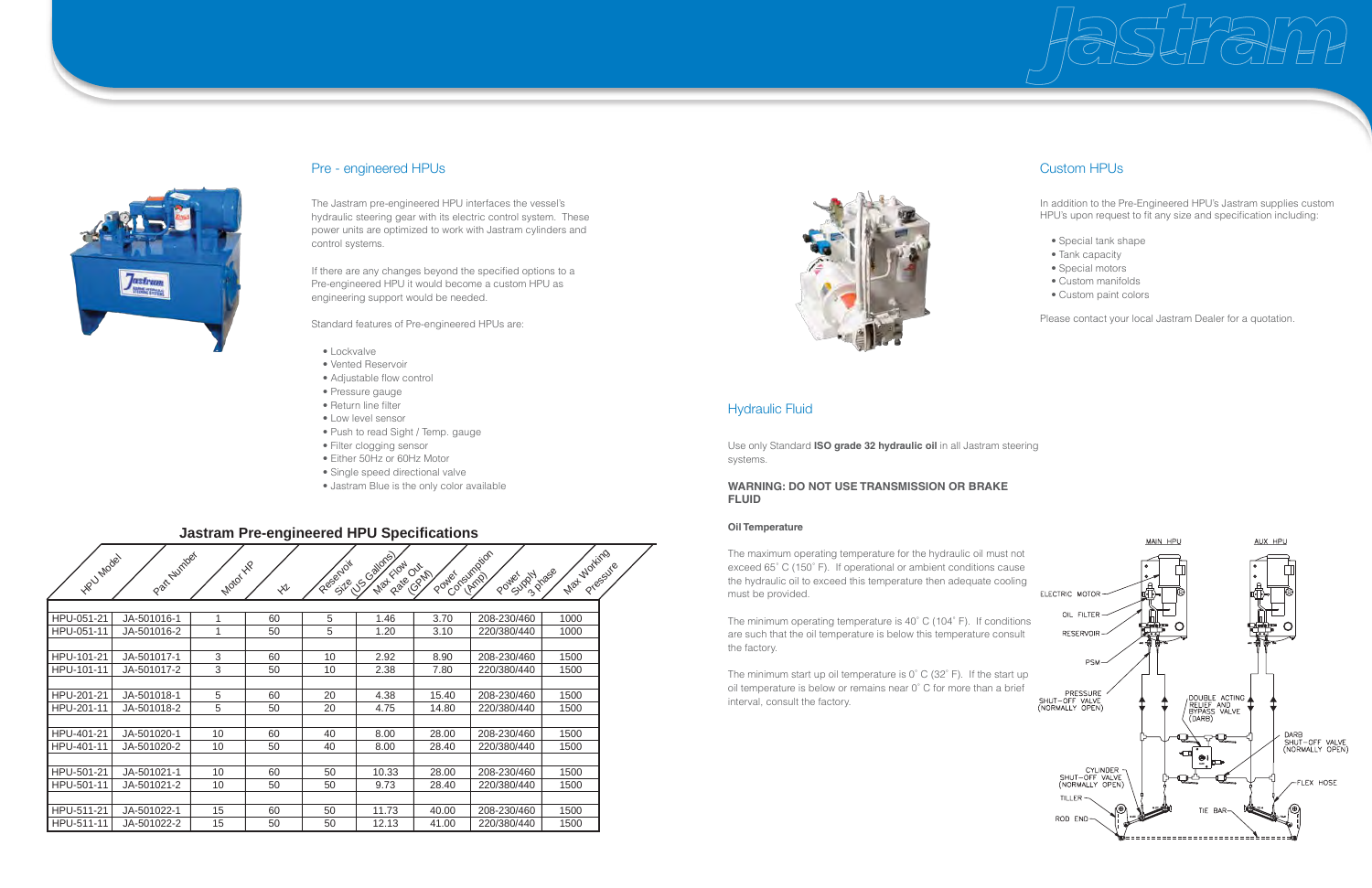## Pre - engineered HPUs

The Jastram pre-engineered HPU interfaces the vessel's hydraulic steering gear with its electric control system. These power units are optimized to work with Jastram cylinders and control systems.

If there are any changes beyond the specified options to a Pre-engineered HPU it would become a custom HPU as engineering support would be needed.

Standard features of Pre-engineered HPUs are:

- Lockvalve
- Vented Reservoir
- Adjustable flow control
- Pressure gauge
- Return line filter
- Low level sensor
- Push to read Sight / Temp. gauge
- Filter clogging sensor
- Either 50Hz or 60Hz Motor
- Single speed directional valve
- Jastram Blue is the only color available

### Jastram Pre-engineered HPU Specifications

| HPU Model | Part Number | Motor HP | Hz | Reservoir Size (US Gallons) | Max Flow Rate Out (GPM) | Power Consumption (Amp) | Power Supply 3 phase | Max Working Pressure |
|---|---|---|---|---|---|---|---|---|
| HPU-051-21 | JA-501016-1 | 1 | 60 | 5 | 1.46 | 3.70 | 208-230/460 | 1000 |
| HPU-051-11 | JA-501016-2 | 1 | 50 | 5 | 1.20 | 3.10 | 220/380/440 | 1000 |
| HPU-101-21 | JA-501017-1 | 3 | 60 | 10 | 2.92 | 8.90 | 208-230/460 | 1500 |
| HPU-101-11 | JA-501017-2 | 3 | 50 | 10 | 2.38 | 7.80 | 220/380/440 | 1500 |
| HPU-201-21 | JA-501018-1 | 5 | 60 | 20 | 4.38 | 15.40 | 208-230/460 | 1500 |
| HPU-201-11 | JA-501018-2 | 5 | 50 | 20 | 4.75 | 14.80 | 220/380/440 | 1500 |
| HPU-401-21 | JA-501020-1 | 10 | 60 | 40 | 8.00 | 28.00 | 208-230/460 | 1500 |
| HPU-401-11 | JA-501020-2 | 10 | 50 | 40 | 8.00 | 28.40 | 220/380/440 | 1500 |
| HPU-501-21 | JA-501021-1 | 10 | 60 | 50 | 10.33 | 28.00 | 208-230/460 | 1500 |
| HPU-501-11 | JA-501021-2 | 10 | 50 | 50 | 9.73 | 28.40 | 220/380/440 | 1500 |
| HPU-511-21 | JA-501022-1 | 15 | 60 | 50 | 11.73 | 40.00 | 208-230/460 | 1500 |
| HPU-511-11 | JA-501022-2 | 15 | 50 | 50 | 12.13 | 41.00 | 220/380/440 | 1500 |

## Custom HPUs

In addition to the Pre-Engineered HPU's Jastram supplies custom HPU's upon request to fit any size and specification including:

- Special tank shape
- Tank capacity
- Special motors
- Custom manifolds
- Custom paint colors

Please contact your local Jastram Dealer for a quotation.

## Hydraulic Fluid

Use only Standard **ISO grade 32 hydraulic oil** in all Jastram steering systems.

**WARNING: DO NOT USE TRANSMISSION OR BRAKE FLUID**

**Oil Temperature**

The maximum operating temperature for the hydraulic oil must not exceed 65˚ C (150˚ F). If operational or ambient conditions cause the hydraulic oil to exceed this temperature then adequate cooling must be provided.

The minimum operating temperature is 40˚ C (104˚ F). If conditions are such that the oil temperature is below this temperature consult the factory.

The minimum start up oil temperature is 0˚ C (32˚ F). If the start up oil temperature is below or remains near 0˚ C for more than a brief interval, consult the factory.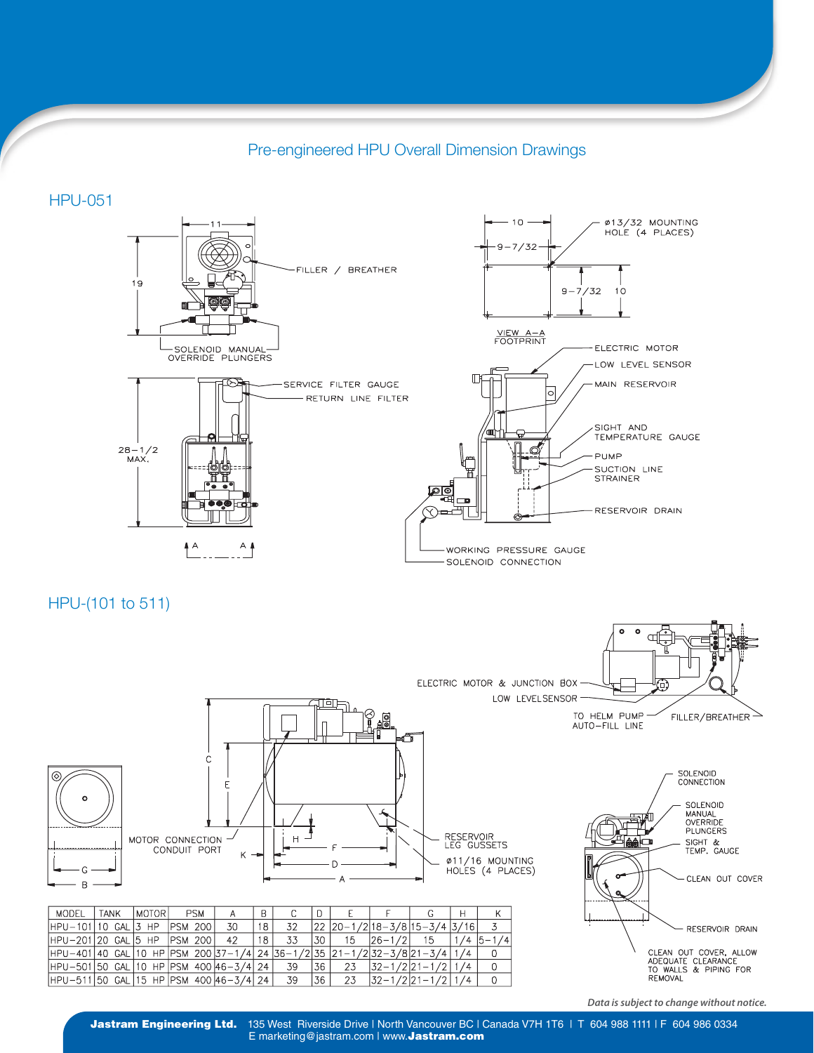# Pre-engineered HPU Overall Dimension Drawings

## HPU-051

11

19

FILLER / BREATHER

SOLENOID MANUAL OVERRIDE PLUNGERS

10

9-7/32

Ø13/32 MOUNTING HOLE (4 PLACES)

9-7/32

10

VIEW A-A FOOTPRINT

SERVICE FILTER GAUGE

RETURN LINE FILTER

28-1/2 MAX.

A A

ELECTRIC MOTOR

LOW LEVEL SENSOR

MAIN RESERVOIR

SIGHT AND TEMPERATURE GAUGE

PUMP

SUCTION LINE STRAINER

RESERVOIR DRAIN

WORKING PRESSURE GAUGE

SOLENOID CONNECTION

## HPU-(101 to 511)

ELECTRIC MOTOR & JUNCTION BOX

LOW LEVELSENSOR

TO HELM PUMP AUTO-FILL LINE

FILLER/BREATHER

C

E

MOTOR CONNECTION CONDUIT PORT

H

F

K

D

A

G

B

RESERVOIR LEG GUSSETS

Ø11/16 MOUNTING HOLES (4 PLACES)

SOLENOID CONNECTION

SOLENOID MANUAL OVERRIDE PLUNGERS

SIGHT & TEMP. GAUGE

CLEAN OUT COVER

RESERVOIR DRAIN

CLEAN OUT COVER, ALLOW ADEQUATE CLEARANCE TO WALLS & PIPING FOR REMOVAL

| MODEL | TANK | MOTOR | PSM | A | B | C | D | E | F | G | H | K |
|---|---|---|---|---|---|---|---|---|---|---|---|---|
| HPU-101 | 10 GAL | 3 HP | PSM 200 | 30 | 18 | 32 | 22 | 20-1/2 | 18-3/8 | 15-3/4 | 3/16 | 3 |
| HPU-201 | 20 GAL | 5 HP | PSM 200 | 42 | 18 | 33 | 30 | 15 | 26-1/2 | 15 | 1/4 | 5-1/4 |
| HPU-401 | 40 GAL | 10 HP | PSM 200 | 37-1/4 | 24 | 36-1/2 | 35 | 21-1/2 | 32-3/8 | 21-3/4 | 1/4 | 0 |
| HPU-501 | 50 GAL | 10 HP | PSM 400 | 46-3/4 | 24 | 39 | 36 | 23 | 32-1/2 | 21-1/2 | 1/4 | 0 |
| HPU-511 | 50 GAL | 15 HP | PSM 400 | 46-3/4 | 24 | 39 | 36 | 23 | 32-1/2 | 21-1/2 | 1/4 | 0 |

*Data is subject to change without notice.*

**Jastram Engineering Ltd.** 135 West Riverside Drive | North Vancouver BC | Canada V7H 1T6 | T 604 988 1111 | F 604 986 0334
E marketing@jastram.com | www.**Jastram.com**